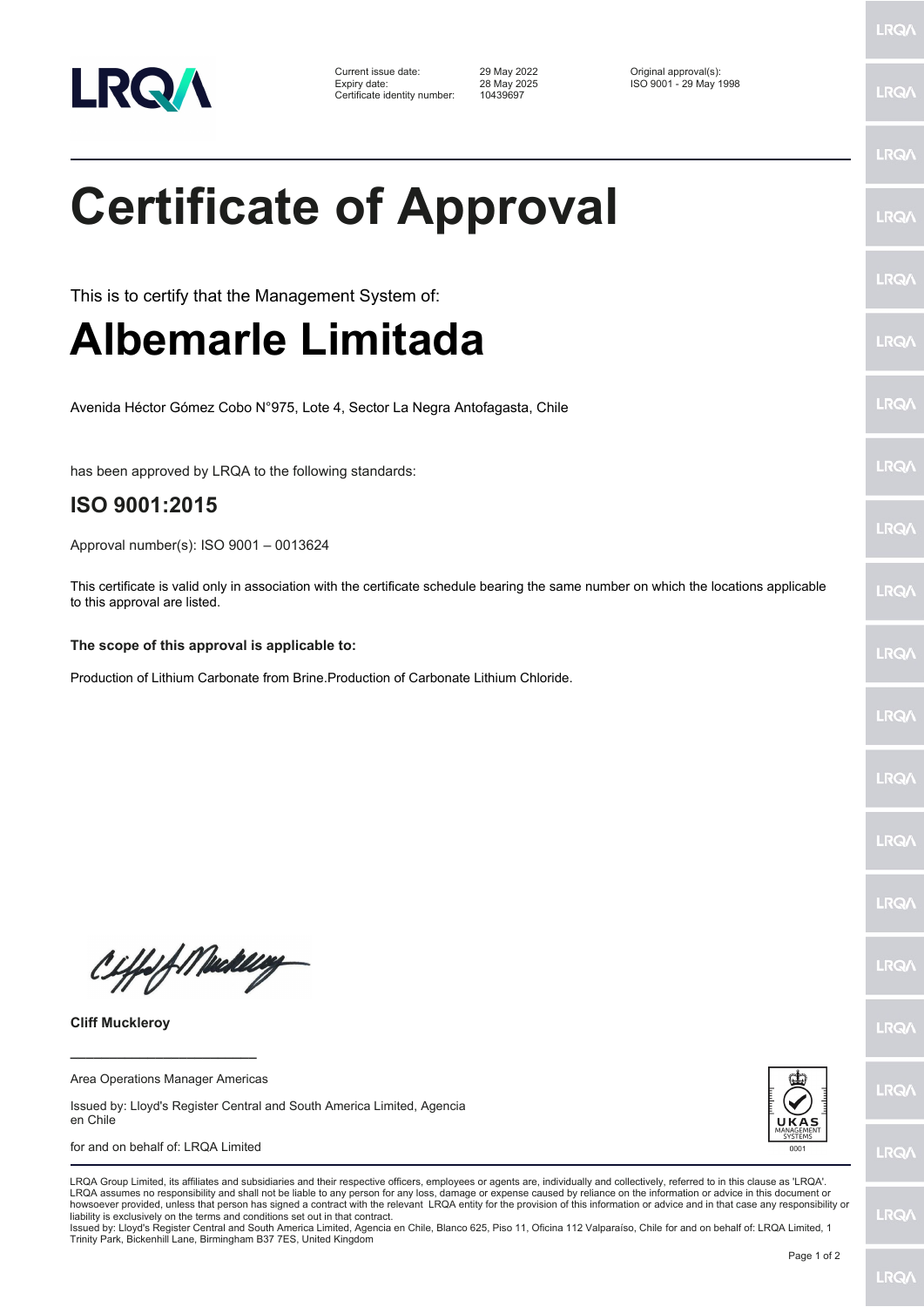| Current issue date: | 29 May 2022 | Original approval(s): |
| --- | --- | --- |
| Expiry date: | 28 May 2025 | ISO 9001 - 29 May 1998 |
| Certificate identity number: | 10439697 | |

# Certificate of Approval

This is to certify that the Management System of:

# Albemarle Limitada

Avenida Héctor Gómez Cobo N°975, Lote 4, Sector La Negra Antofagasta, Chile

has been approved by LRQA to the following standards:

## ISO 9001:2015

Approval number(s): ISO 9001 – 0013624

This certificate is valid only in association with the certificate schedule bearing the same number on which the locations applicable to this approval are listed.

**The scope of this approval is applicable to:**

Production of Lithium Carbonate from Brine.Production of Carbonate Lithium Chloride.

**Cliff Muckleroy**

Area Operations Manager Americas

Issued by: Lloyd's Register Central and South America Limited, Agencia en Chile

for and on behalf of: LRQA Limited

UKAS MANAGEMENT SYSTEMS 0001

LRQA Group Limited, its affiliates and subsidiaries and their respective officers, employees or agents are, individually and collectively, referred to in this clause as 'LRQA'. LRQA assumes no responsibility and shall not be liable to any person for any loss, damage or expense caused by reliance on the information or advice in this document or howsoever provided, unless that person has signed a contract with the relevant LRQA entity for the provision of this information or advice and in that case any responsibility or liability is exclusively on the terms and conditions set out in that contract.
Issued by: Lloyd's Register Central and South America Limited, Agencia en Chile, Blanco 625, Piso 11, Oficina 112 Valparaíso, Chile for and on behalf of: LRQA Limited, 1 Trinity Park, Bickenhill Lane, Birmingham B37 7ES, United Kingdom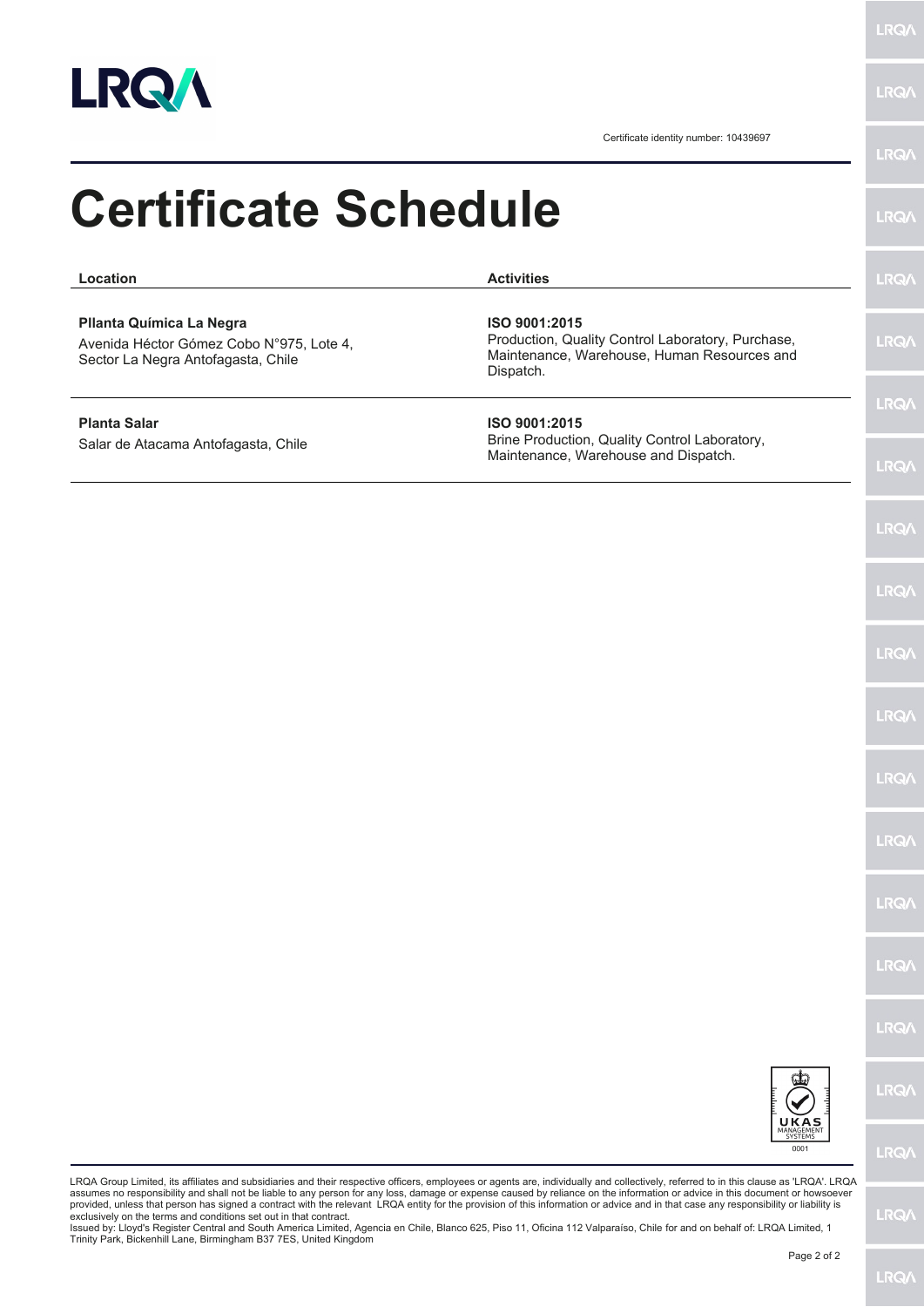Certificate identity number: 10439697

# Certificate Schedule

| Location | Activities |
| --- | --- |
| **Pllanta Química La Negra**<br>Avenida Héctor Gómez Cobo N°975, Lote 4, Sector La Negra Antofagasta, Chile | **ISO 9001:2015**<br>Production, Quality Control Laboratory, Purchase, Maintenance, Warehouse, Human Resources and Dispatch. |
| **Planta Salar**<br>Salar de Atacama Antofagasta, Chile | **ISO 9001:2015**<br>Brine Production, Quality Control Laboratory, Maintenance, Warehouse and Dispatch. |

UKAS MANAGEMENT SYSTEMS
0001

LRQA Group Limited, its affiliates and subsidiaries and their respective officers, employees or agents are, individually and collectively, referred to in this clause as 'LRQA'. LRQA assumes no responsibility and shall not be liable to any person for any loss, damage or expense caused by reliance on the information or advice in this document or howsoever provided, unless that person has signed a contract with the relevant LRQA entity for the provision of this information or advice and in that case any responsibility or liability is exclusively on the terms and conditions set out in that contract.
Issued by: Lloyd's Register Central and South America Limited, Agencia en Chile, Blanco 625, Piso 11, Oficina 112 Valparaíso, Chile for and on behalf of: LRQA Limited, 1 Trinity Park, Bickenhill Lane, Birmingham B37 7ES, United Kingdom